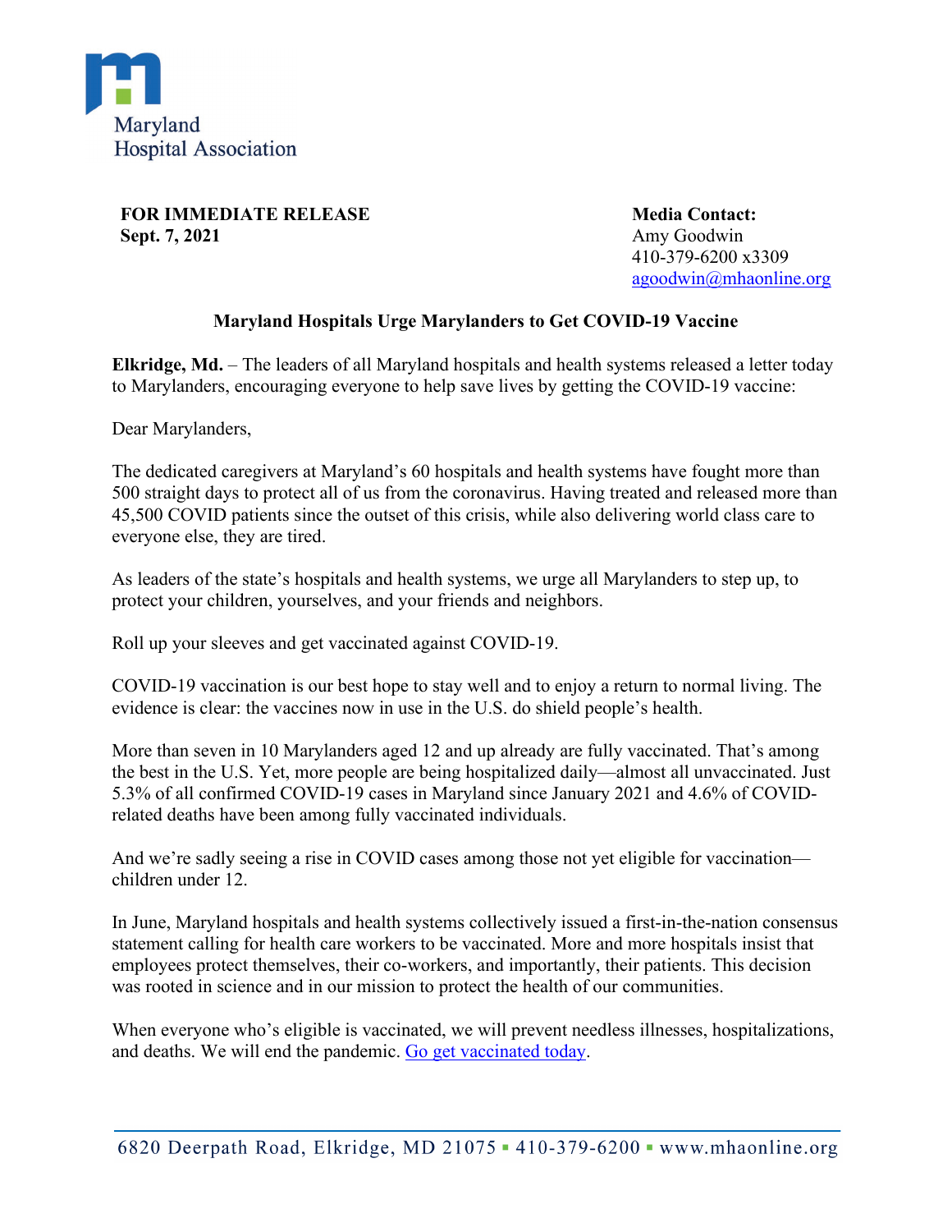Maryland Hospital Association

**FOR IMMEDIATE RELEASE**
**Sept. 7, 2021**

**Media Contact:**
Amy Goodwin
410-379-6200 x3309
agoodwin@mhaonline.org

## Maryland Hospitals Urge Marylanders to Get COVID-19 Vaccine

**Elkridge, Md.** – The leaders of all Maryland hospitals and health systems released a letter today to Marylanders, encouraging everyone to help save lives by getting the COVID-19 vaccine:

Dear Marylanders,

The dedicated caregivers at Maryland's 60 hospitals and health systems have fought more than 500 straight days to protect all of us from the coronavirus. Having treated and released more than 45,500 COVID patients since the outset of this crisis, while also delivering world class care to everyone else, they are tired.

As leaders of the state's hospitals and health systems, we urge all Marylanders to step up, to protect your children, yourselves, and your friends and neighbors.

Roll up your sleeves and get vaccinated against COVID-19.

COVID-19 vaccination is our best hope to stay well and to enjoy a return to normal living. The evidence is clear: the vaccines now in use in the U.S. do shield people's health.

More than seven in 10 Marylanders aged 12 and up already are fully vaccinated. That's among the best in the U.S. Yet, more people are being hospitalized daily—almost all unvaccinated. Just 5.3% of all confirmed COVID-19 cases in Maryland since January 2021 and 4.6% of COVID-related deaths have been among fully vaccinated individuals.

And we're sadly seeing a rise in COVID cases among those not yet eligible for vaccination—children under 12.

In June, Maryland hospitals and health systems collectively issued a first-in-the-nation consensus statement calling for health care workers to be vaccinated. More and more hospitals insist that employees protect themselves, their co-workers, and importantly, their patients. This decision was rooted in science and in our mission to protect the health of our communities.

When everyone who's eligible is vaccinated, we will prevent needless illnesses, hospitalizations, and deaths. We will end the pandemic. Go get vaccinated today.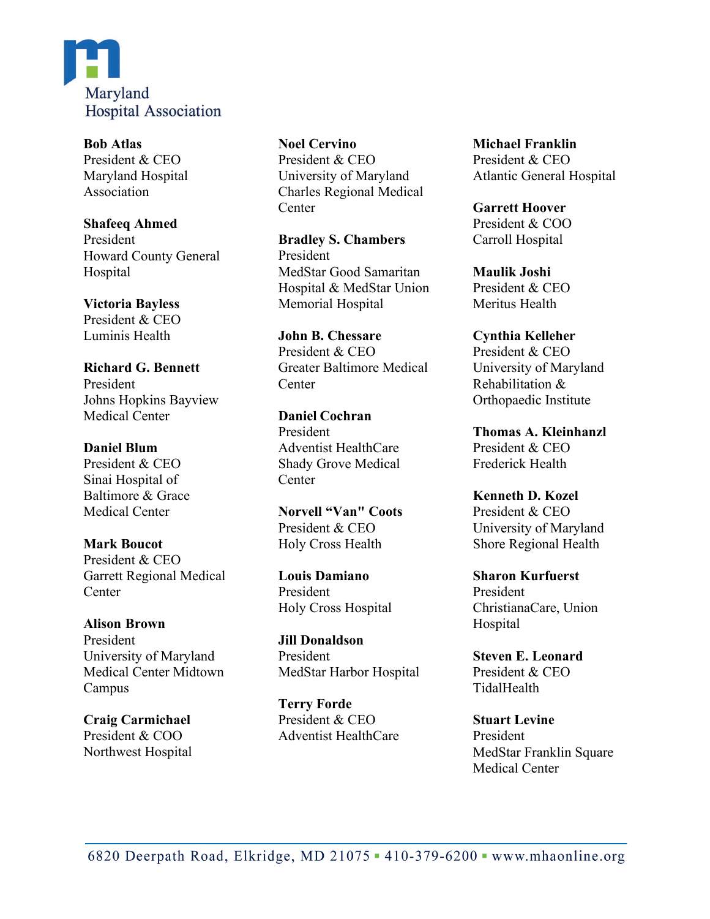Maryland Hospital Association

**Bob Atlas**
President & CEO
Maryland Hospital Association

**Shafeeq Ahmed**
President
Howard County General Hospital

**Victoria Bayless**
President & CEO
Luminis Health

**Richard G. Bennett**
President
Johns Hopkins Bayview Medical Center

**Daniel Blum**
President & CEO
Sinai Hospital of Baltimore & Grace Medical Center

**Mark Boucot**
President & CEO
Garrett Regional Medical Center

**Alison Brown**
President
University of Maryland Medical Center Midtown Campus

**Craig Carmichael**
President & COO
Northwest Hospital

**Noel Cervino**
President & CEO
University of Maryland Charles Regional Medical Center

**Bradley S. Chambers**
President
MedStar Good Samaritan Hospital & MedStar Union Memorial Hospital

**John B. Chessare**
President & CEO
Greater Baltimore Medical Center

**Daniel Cochran**
President
Adventist HealthCare Shady Grove Medical Center

**Norvell "Van" Coots**
President & CEO
Holy Cross Health

**Louis Damiano**
President
Holy Cross Hospital

**Jill Donaldson**
President
MedStar Harbor Hospital

**Terry Forde**
President & CEO
Adventist HealthCare

**Michael Franklin**
President & CEO
Atlantic General Hospital

**Garrett Hoover**
President & COO
Carroll Hospital

**Maulik Joshi**
President & CEO
Meritus Health

**Cynthia Kelleher**
President & CEO
University of Maryland Rehabilitation & Orthopaedic Institute

**Thomas A. Kleinhanzl**
President & CEO
Frederick Health

**Kenneth D. Kozel**
President & CEO
University of Maryland Shore Regional Health

**Sharon Kurfuerst**
President
ChristianaCare, Union Hospital

**Steven E. Leonard**
President & CEO
TidalHealth

**Stuart Levine**
President
MedStar Franklin Square Medical Center

6820 Deerpath Road, Elkridge, MD 21075 ▪ 410-379-6200 ▪ www.mhaonline.org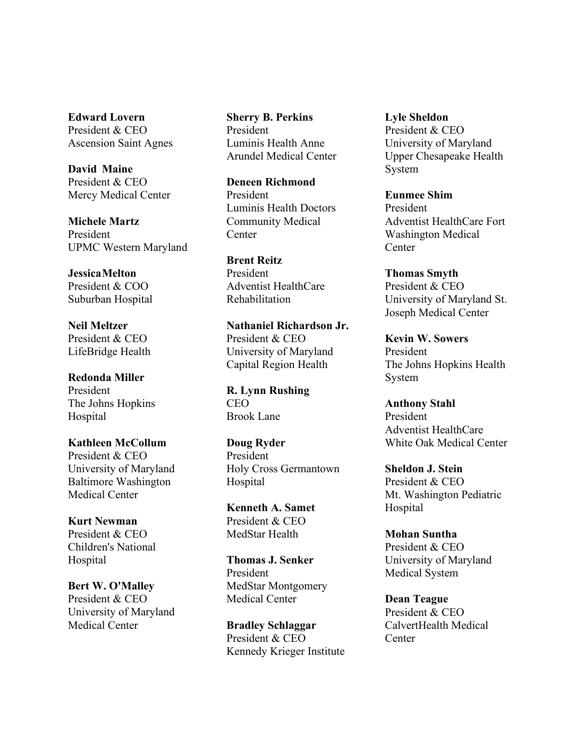**Edward Lovern**
President & CEO
Ascension Saint Agnes

**David Maine**
President & CEO
Mercy Medical Center

**Michele Martz**
President
UPMC Western Maryland

**JessicaMelton**
President & COO
Suburban Hospital

**Neil Meltzer**
President & CEO
LifeBridge Health

**Redonda Miller**
President
The Johns Hopkins Hospital

**Kathleen McCollum**
President & CEO
University of Maryland Baltimore Washington Medical Center

**Kurt Newman**
President & CEO
Children's National Hospital

**Bert W. O'Malley**
President & CEO
University of Maryland Medical Center

**Sherry B. Perkins**
President
Luminis Health Anne Arundel Medical Center

**Deneen Richmond**
President
Luminis Health Doctors Community Medical Center

**Brent Reitz**
President
Adventist HealthCare Rehabilitation

**Nathaniel Richardson Jr.**
President & CEO
University of Maryland Capital Region Health

**R. Lynn Rushing**
CEO
Brook Lane

**Doug Ryder**
President
Holy Cross Germantown Hospital

**Kenneth A. Samet**
President & CEO
MedStar Health

**Thomas J. Senker**
President
MedStar Montgomery Medical Center

**Bradley Schlaggar**
President & CEO
Kennedy Krieger Institute

**Lyle Sheldon**
President & CEO
University of Maryland Upper Chesapeake Health System

**Eunmee Shim**
President
Adventist HealthCare Fort Washington Medical Center

**Thomas Smyth**
President & CEO
University of Maryland St. Joseph Medical Center

**Kevin W. Sowers**
President
The Johns Hopkins Health System

**Anthony Stahl**
President
Adventist HealthCare White Oak Medical Center

**Sheldon J. Stein**
President & CEO
Mt. Washington Pediatric Hospital

**Mohan Suntha**
President & CEO
University of Maryland Medical System

**Dean Teague**
President & CEO
CalvertHealth Medical Center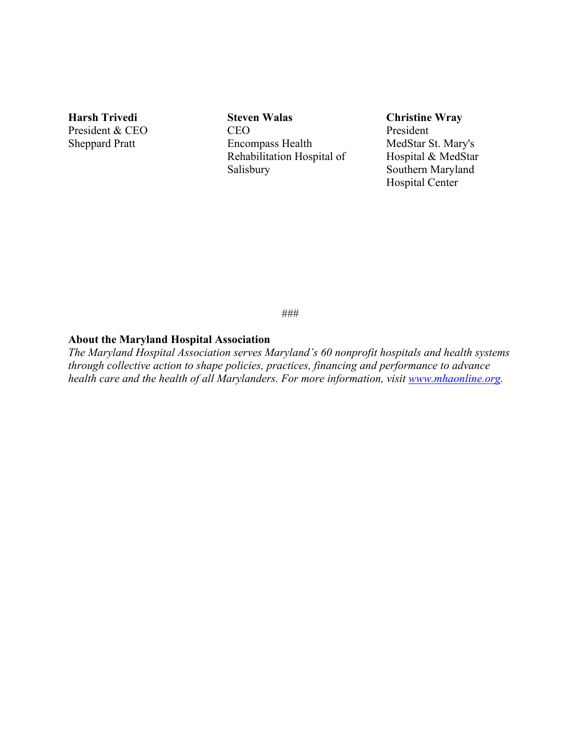**Harsh Trivedi**
President & CEO
Sheppard Pratt

**Steven Walas**
CEO
Encompass Health Rehabilitation Hospital of Salisbury

**Christine Wray**
President
MedStar St. Mary's Hospital & MedStar Southern Maryland Hospital Center

###

**About the Maryland Hospital Association**

*The Maryland Hospital Association serves Maryland's 60 nonprofit hospitals and health systems through collective action to shape policies, practices, financing and performance to advance health care and the health of all Marylanders. For more information, visit [www.mhaonline.org](http://www.mhaonline.org).*